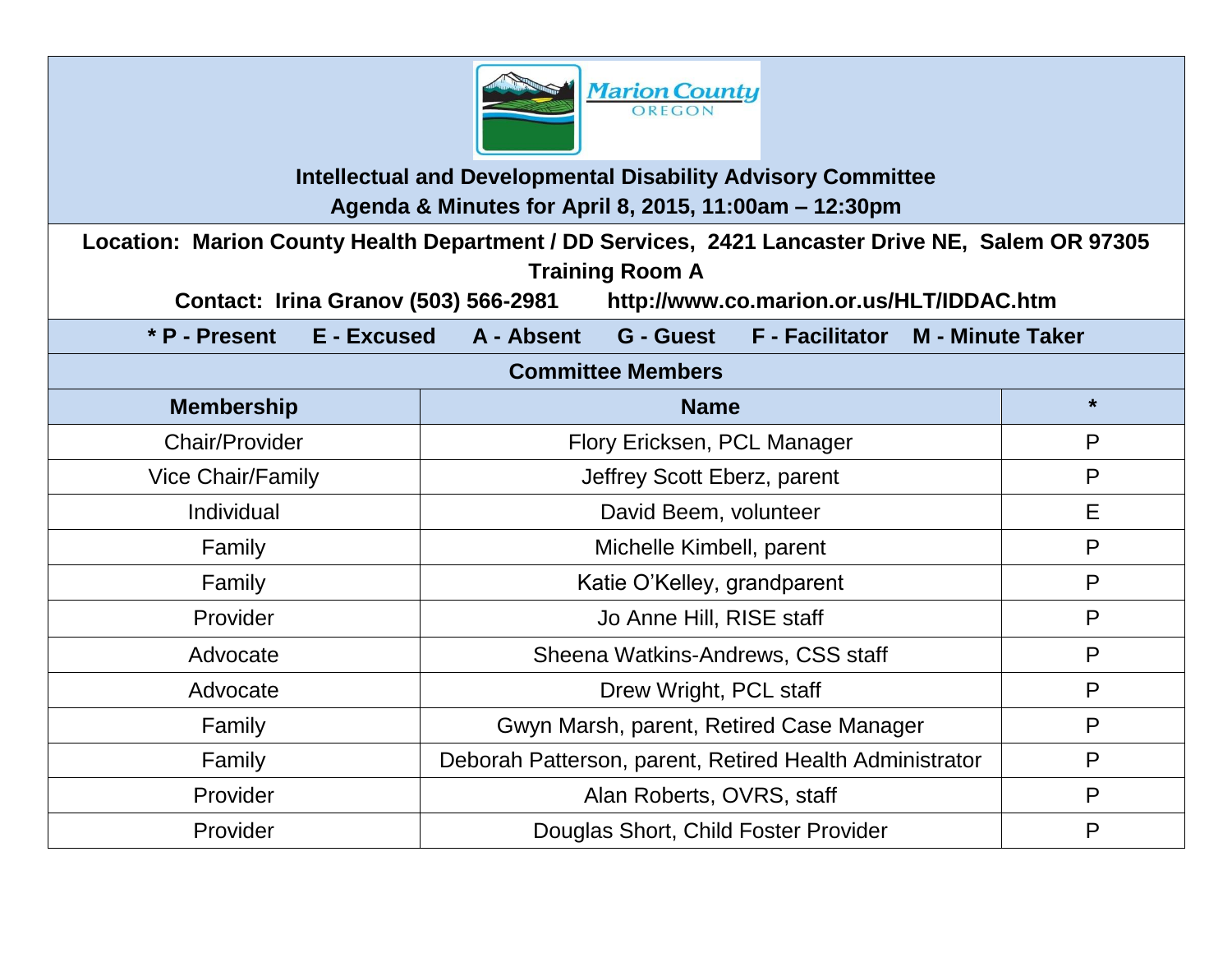Marion County
OREGON

# Intellectual and Developmental Disability Advisory Committee

## Agenda & Minutes for April 8, 2015, 11:00am – 12:30pm

**Location: Marion County Health Department / DD Services, 2421 Lancaster Drive NE, Salem OR 97305**
**Training Room A**

**Contact: Irina Granov (503) 566-2981 http://www.co.marion.or.us/HLT/IDDAC.htm**

**\* P - Present E - Excused A - Absent G - Guest F - Facilitator M - Minute Taker**

### Committee Members

| Membership | Name | * |
|---|---|---|
| Chair/Provider | Flory Ericksen, PCL Manager | P |
| Vice Chair/Family | Jeffrey Scott Eberz, parent | P |
| Individual | David Beem, volunteer | E |
| Family | Michelle Kimbell, parent | P |
| Family | Katie O'Kelley, grandparent | P |
| Provider | Jo Anne Hill, RISE staff | P |
| Advocate | Sheena Watkins-Andrews, CSS staff | P |
| Advocate | Drew Wright, PCL staff | P |
| Family | Gwyn Marsh, parent, Retired Case Manager | P |
| Family | Deborah Patterson, parent, Retired Health Administrator | P |
| Provider | Alan Roberts, OVRS, staff | P |
| Provider | Douglas Short, Child Foster Provider | P |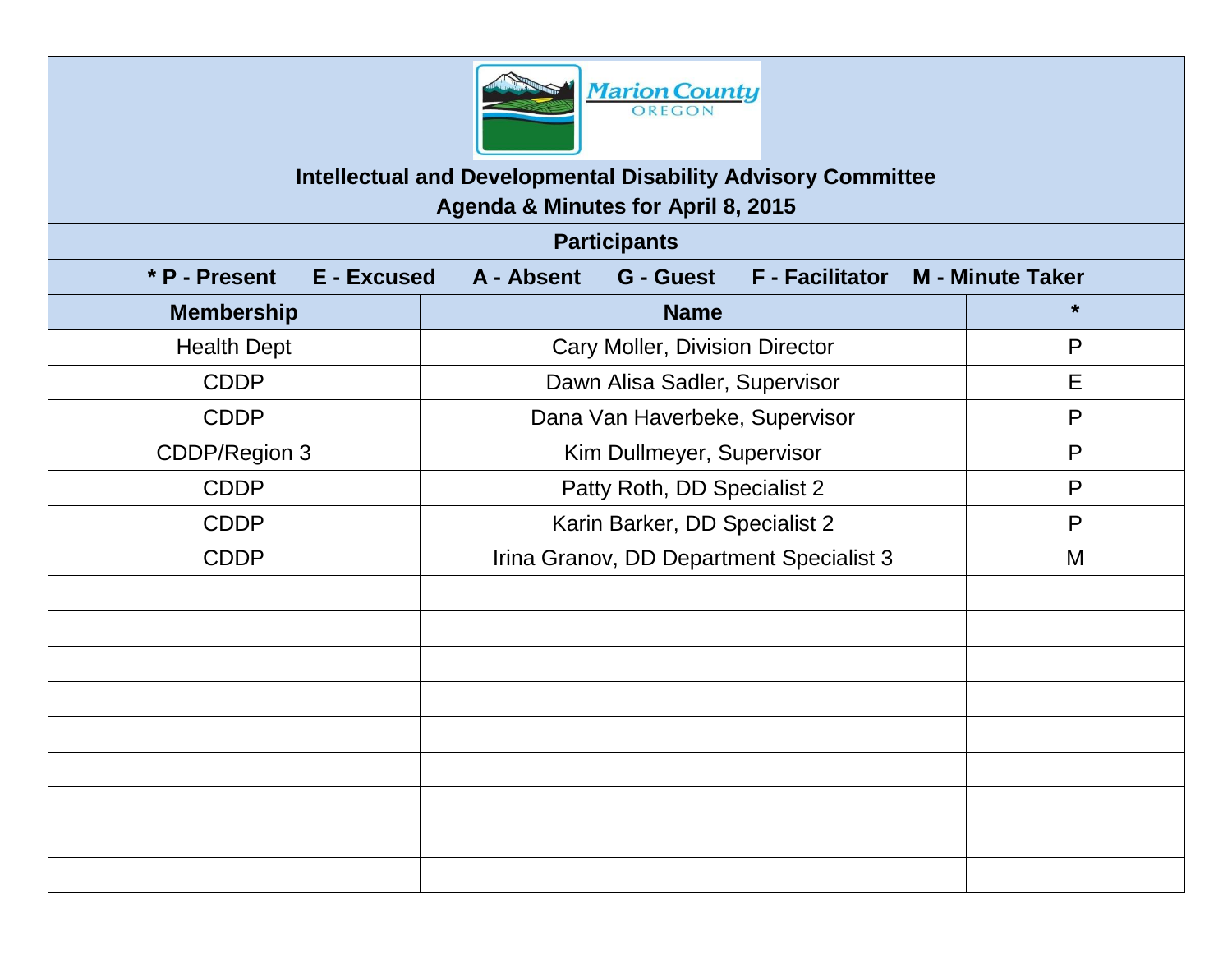**Intellectual and Developmental Disability Advisory Committee**
**Agenda & Minutes for April 8, 2015**

**Participants**

**\* P - Present    E - Excused    A - Absent    G - Guest    F - Facilitator    M - Minute Taker**

| Membership | Name | * |
|---|---|---|
| Health Dept | Cary Moller, Division Director | P |
| CDDP | Dawn Alisa Sadler, Supervisor | E |
| CDDP | Dana Van Haverbeke, Supervisor | P |
| CDDP/Region 3 | Kim Dullmeyer, Supervisor | P |
| CDDP | Patty Roth, DD Specialist 2 | P |
| CDDP | Karin Barker, DD Specialist 2 | P |
| CDDP | Irina Granov, DD Department Specialist 3 | M |
| | | |
| | | |
| | | |
| | | |
| | | |
| | | |
| | | |
| | | |
| | | |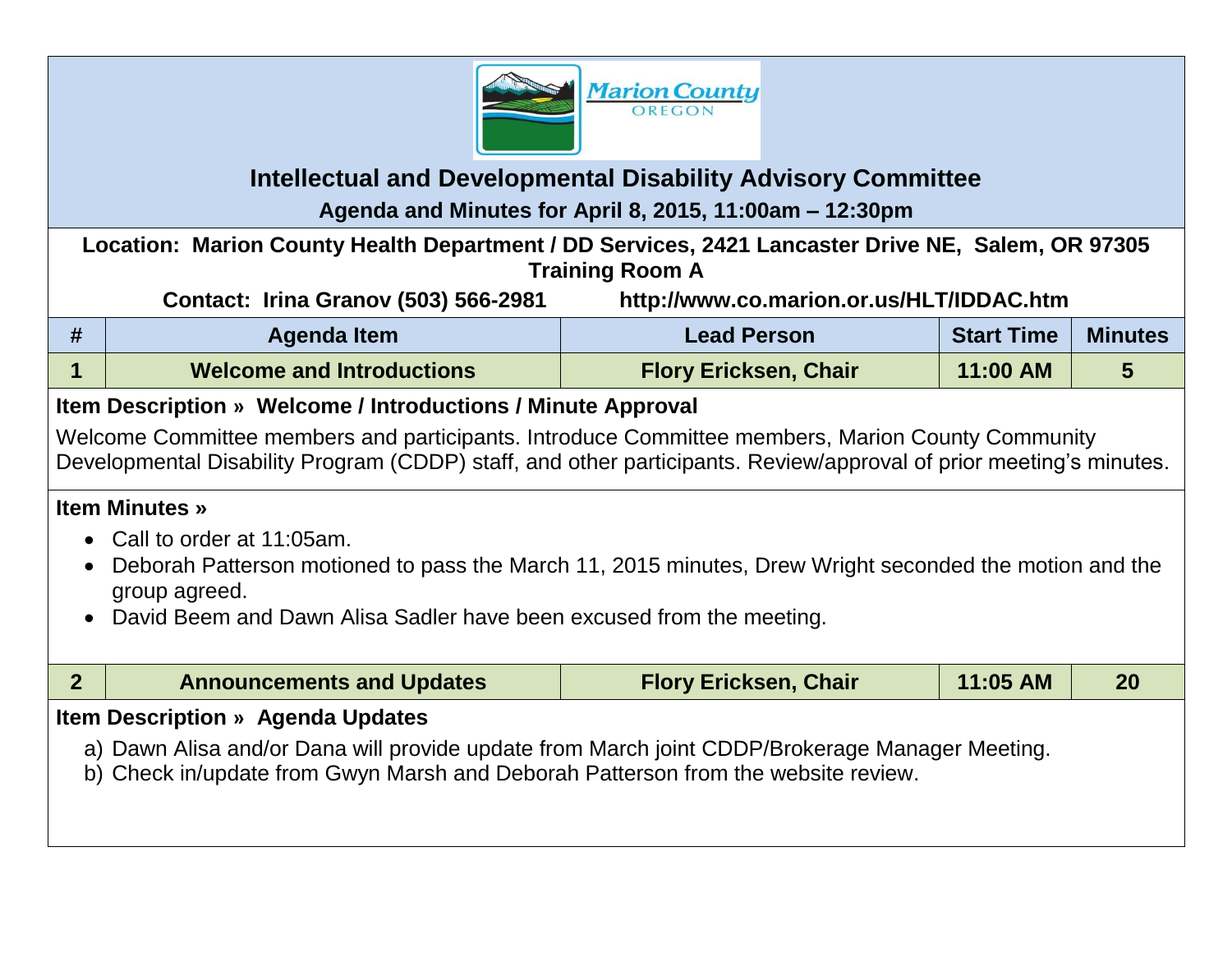# Intellectual and Developmental Disability Advisory Committee

**Agenda and Minutes for April 8, 2015, 11:00am – 12:30pm**

**Location: Marion County Health Department / DD Services, 2421 Lancaster Drive NE, Salem, OR 97305**
**Training Room A**

**Contact: Irina Granov (503) 566-2981** **http://www.co.marion.or.us/HLT/IDDAC.htm**

| # | Agenda Item | Lead Person | Start Time | Minutes |
|---|---|---|---|---|
| 1 | Welcome and Introductions | Flory Ericksen, Chair | 11:00 AM | 5 |

**Item Description » Welcome / Introductions / Minute Approval**

Welcome Committee members and participants. Introduce Committee members, Marion County Community Developmental Disability Program (CDDP) staff, and other participants. Review/approval of prior meeting's minutes.

**Item Minutes »**

- Call to order at 11:05am.
- Deborah Patterson motioned to pass the March 11, 2015 minutes, Drew Wright seconded the motion and the group agreed.
- David Beem and Dawn Alisa Sadler have been excused from the meeting.

| # | Agenda Item | Lead Person | Start Time | Minutes |
|---|---|---|---|---|
| 2 | Announcements and Updates | Flory Ericksen, Chair | 11:05 AM | 20 |

**Item Description » Agenda Updates**

a) Dawn Alisa and/or Dana will provide update from March joint CDDP/Brokerage Manager Meeting.
b) Check in/update from Gwyn Marsh and Deborah Patterson from the website review.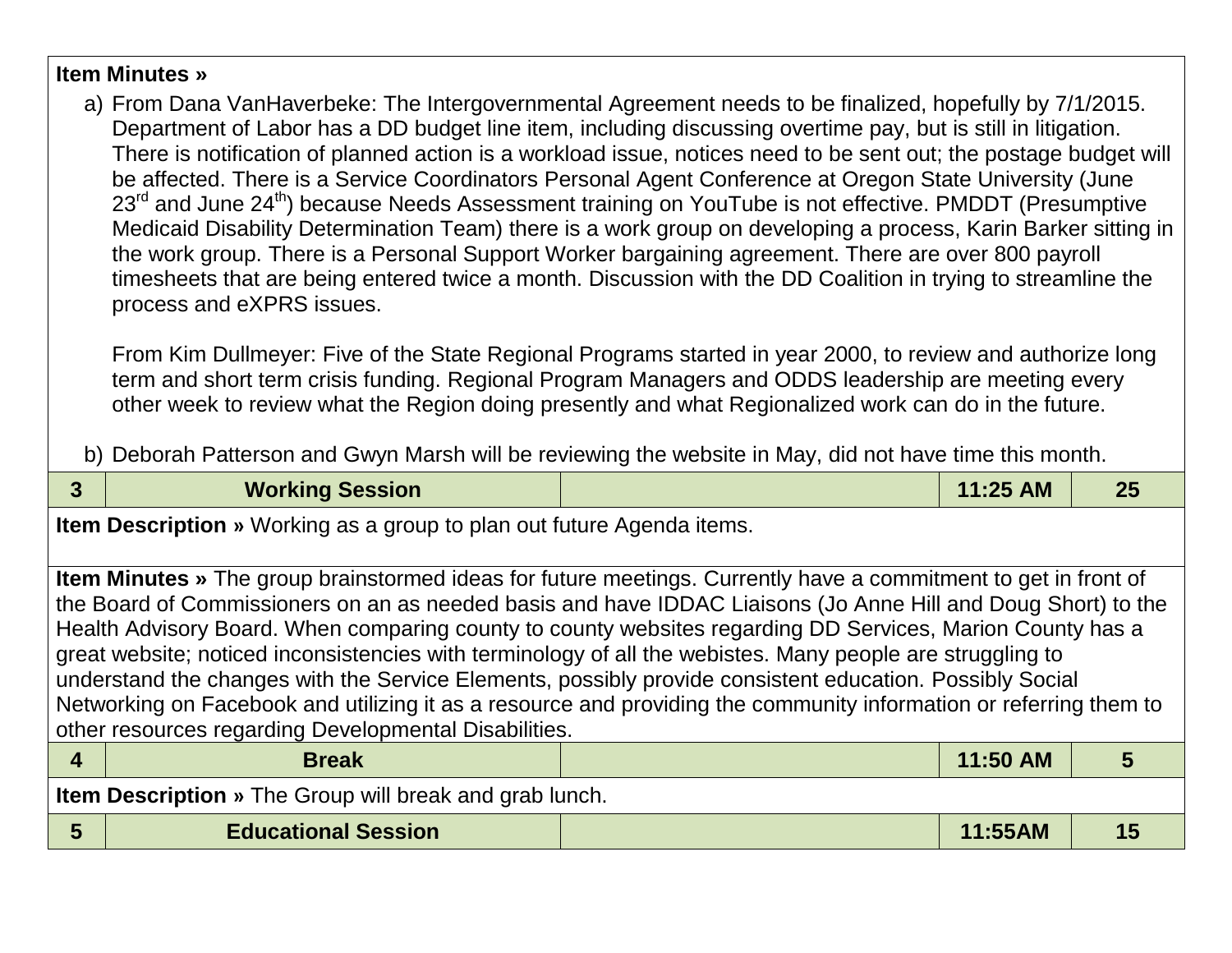**Item Minutes »**

a) From Dana VanHaverbeke: The Intergovernmental Agreement needs to be finalized, hopefully by 7/1/2015. Department of Labor has a DD budget line item, including discussing overtime pay, but is still in litigation. There is notification of planned action is a workload issue, notices need to be sent out; the postage budget will be affected. There is a Service Coordinators Personal Agent Conference at Oregon State University (June 23rd and June 24th) because Needs Assessment training on YouTube is not effective. PMDDT (Presumptive Medicaid Disability Determination Team) there is a work group on developing a process, Karin Barker sitting in the work group. There is a Personal Support Worker bargaining agreement. There are over 800 payroll timesheets that are being entered twice a month. Discussion with the DD Coalition in trying to streamline the process and eXPRS issues.

   From Kim Dullmeyer: Five of the State Regional Programs started in year 2000, to review and authorize long term and short term crisis funding. Regional Program Managers and ODDS leadership are meeting every other week to review what the Region doing presently and what Regionalized work can do in the future.

b) Deborah Patterson and Gwyn Marsh will be reviewing the website in May, did not have time this month.

| 3 | Working Session | | 11:25 AM | 25 |
|---|---|---|---|---|

**Item Description »** Working as a group to plan out future Agenda items.

**Item Minutes »** The group brainstormed ideas for future meetings. Currently have a commitment to get in front of the Board of Commissioners on an as needed basis and have IDDAC Liaisons (Jo Anne Hill and Doug Short) to the Health Advisory Board. When comparing county to county websites regarding DD Services, Marion County has a great website; noticed inconsistencies with terminology of all the webistes. Many people are struggling to understand the changes with the Service Elements, possibly provide consistent education. Possibly Social Networking on Facebook and utilizing it as a resource and providing the community information or referring them to other resources regarding Developmental Disabilities.

| 4 | Break | | 11:50 AM | 5 |
|---|---|---|---|---|

**Item Description »** The Group will break and grab lunch.

| 5 | Educational Session | | 11:55AM | 15 |
|---|---|---|---|---|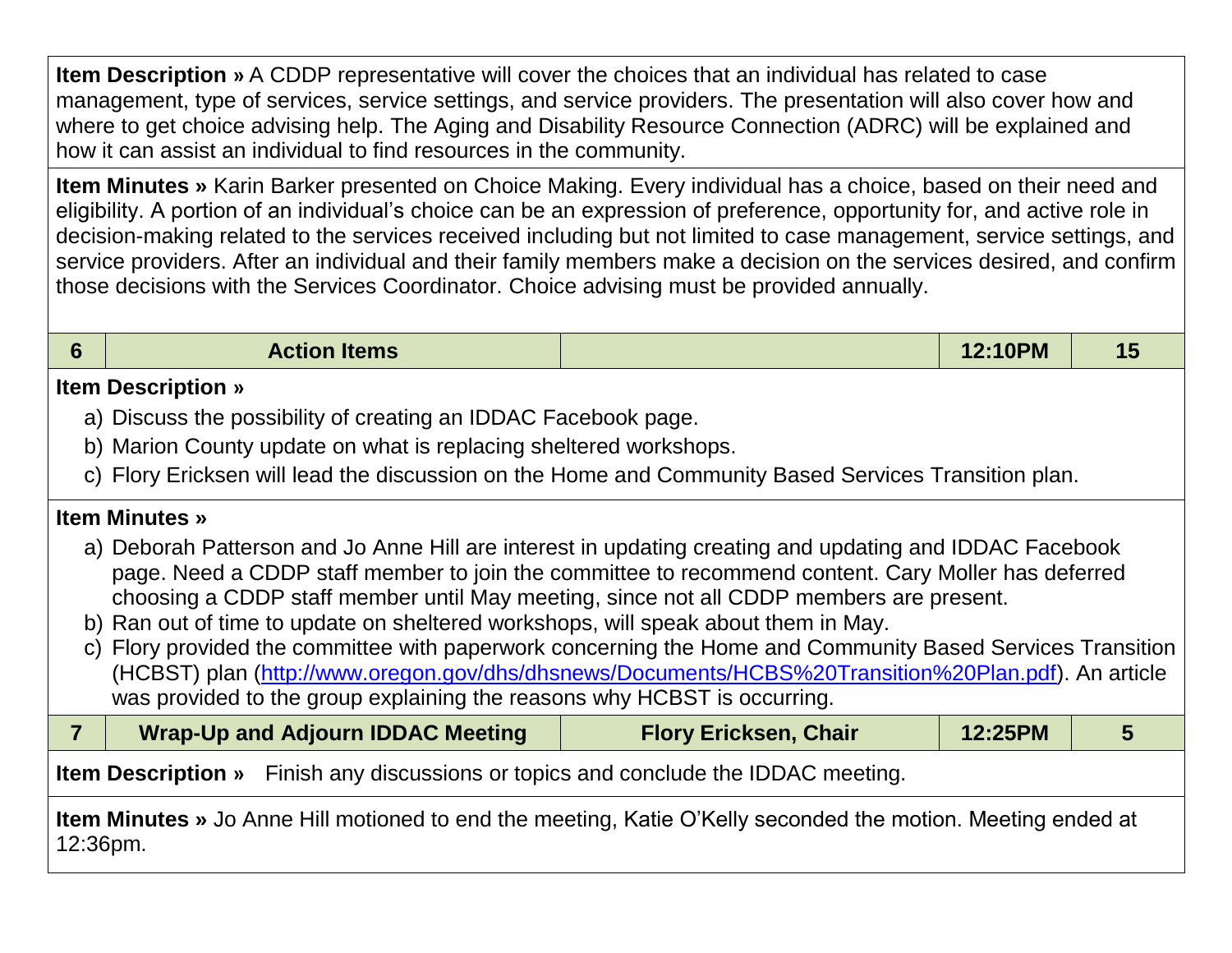**Item Description »** A CDDP representative will cover the choices that an individual has related to case management, type of services, service settings, and service providers. The presentation will also cover how and where to get choice advising help. The Aging and Disability Resource Connection (ADRC) will be explained and how it can assist an individual to find resources in the community.

**Item Minutes »** Karin Barker presented on Choice Making. Every individual has a choice, based on their need and eligibility. A portion of an individual's choice can be an expression of preference, opportunity for, and active role in decision-making related to the services received including but not limited to case management, service settings, and service providers. After an individual and their family members make a decision on the services desired, and confirm those decisions with the Services Coordinator. Choice advising must be provided annually.

| 6 | Action Items | | 12:10PM | 15 |
|---|---|---|---|---|

**Item Description »**

a) Discuss the possibility of creating an IDDAC Facebook page.
b) Marion County update on what is replacing sheltered workshops.
c) Flory Ericksen will lead the discussion on the Home and Community Based Services Transition plan.

**Item Minutes »**

a) Deborah Patterson and Jo Anne Hill are interest in updating creating and updating and IDDAC Facebook page. Need a CDDP staff member to join the committee to recommend content. Cary Moller has deferred choosing a CDDP staff member until May meeting, since not all CDDP members are present.
b) Ran out of time to update on sheltered workshops, will speak about them in May.
c) Flory provided the committee with paperwork concerning the Home and Community Based Services Transition (HCBST) plan (http://www.oregon.gov/dhs/dhsnews/Documents/HCBS%20Transition%20Plan.pdf). An article was provided to the group explaining the reasons why HCBST is occurring.

| 7 | Wrap-Up and Adjourn IDDAC Meeting | Flory Ericksen, Chair | 12:25PM | 5 |
|---|---|---|---|---|

**Item Description »** Finish any discussions or topics and conclude the IDDAC meeting.

**Item Minutes »** Jo Anne Hill motioned to end the meeting, Katie O'Kelly seconded the motion. Meeting ended at 12:36pm.